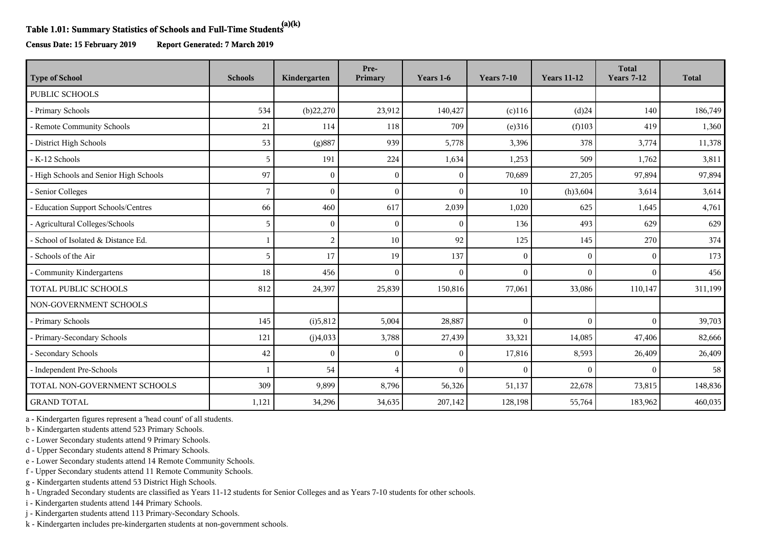**Table 1.01: Summary Statistics of Schools and Full-Time Students[a][k]**

**Census Date: 15 February 2019 Report Generated: 7 March 2019**

| Type of School | Schools | Kindergarten | Pre-Primary | Years 1-6 | Years 7-10 | Years 11-12 | Total Years 7-12 | Total |
|---|---|---|---|---|---|---|---|---|
| PUBLIC SCHOOLS | | | | | | | | |
| - Primary Schools | 534 | (b)22,270 | 23,912 | 140,427 | (c)116 | (d)24 | 140 | 186,749 |
| - Remote Community Schools | 21 | 114 | 118 | 709 | (e)316 | (f)103 | 419 | 1,360 |
| - District High Schools | 53 | (g)887 | 939 | 5,778 | 3,396 | 378 | 3,774 | 11,378 |
| - K-12 Schools | 5 | 191 | 224 | 1,634 | 1,253 | 509 | 1,762 | 3,811 |
| - High Schools and Senior High Schools | 97 | 0 | 0 | 0 | 70,689 | 27,205 | 97,894 | 97,894 |
| - Senior Colleges | 7 | 0 | 0 | 0 | 10 | (h)3,604 | 3,614 | 3,614 |
| - Education Support Schools/Centres | 66 | 460 | 617 | 2,039 | 1,020 | 625 | 1,645 | 4,761 |
| - Agricultural Colleges/Schools | 5 | 0 | 0 | 0 | 136 | 493 | 629 | 629 |
| - School of Isolated & Distance Ed. | 1 | 2 | 10 | 92 | 125 | 145 | 270 | 374 |
| - Schools of the Air | 5 | 17 | 19 | 137 | 0 | 0 | 0 | 173 |
| - Community Kindergartens | 18 | 456 | 0 | 0 | 0 | 0 | 0 | 456 |
| TOTAL PUBLIC SCHOOLS | 812 | 24,397 | 25,839 | 150,816 | 77,061 | 33,086 | 110,147 | 311,199 |
| NON-GOVERNMENT SCHOOLS | | | | | | | | |
| - Primary Schools | 145 | (i)5,812 | 5,004 | 28,887 | 0 | 0 | 0 | 39,703 |
| - Primary-Secondary Schools | 121 | (j)4,033 | 3,788 | 27,439 | 33,321 | 14,085 | 47,406 | 82,666 |
| - Secondary Schools | 42 | 0 | 0 | 0 | 17,816 | 8,593 | 26,409 | 26,409 |
| - Independent Pre-Schools | 1 | 54 | 4 | 0 | 0 | 0 | 0 | 58 |
| TOTAL NON-GOVERNMENT SCHOOLS | 309 | 9,899 | 8,796 | 56,326 | 51,137 | 22,678 | 73,815 | 148,836 |
| GRAND TOTAL | 1,121 | 34,296 | 34,635 | 207,142 | 128,198 | 55,764 | 183,962 | 460,035 |

a - Kindergarten figures represent a 'head count' of all students.
b - Kindergarten students attend 523 Primary Schools.
c - Lower Secondary students attend 9 Primary Schools.
d - Upper Secondary students attend 8 Primary Schools.
e - Lower Secondary students attend 14 Remote Community Schools.
f - Upper Secondary students attend 11 Remote Community Schools.
g - Kindergarten students attend 53 District High Schools.
h - Ungraded Secondary students are classified as Years 11-12 students for Senior Colleges and as Years 7-10 students for other schools.
i - Kindergarten students attend 144 Primary Schools.
j - Kindergarten students attend 113 Primary-Secondary Schools.
k - Kindergarten includes pre-kindergarten students at non-government schools.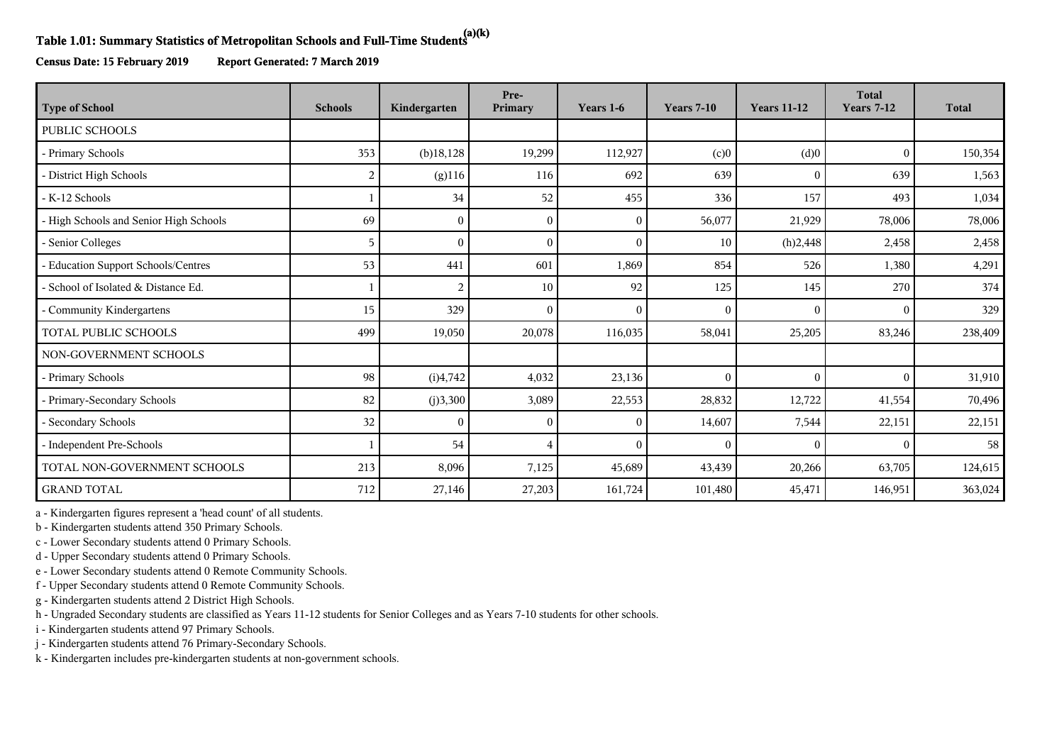**Table 1.01: Summary Statistics of Metropolitan Schools and Full-Time Students[(a)(k)]**

**Census Date: 15 February 2019 Report Generated: 7 March 2019**

| Type of School | Schools | Kindergarten | Pre-Primary | Years 1-6 | Years 7-10 | Years 11-12 | Total Years 7-12 | Total |
|---|---|---|---|---|---|---|---|---|
| PUBLIC SCHOOLS | | | | | | | | |
| - Primary Schools | 353 | (b)18,128 | 19,299 | 112,927 | (c)0 | (d)0 | 0 | 150,354 |
| - District High Schools | 2 | (g)116 | 116 | 692 | 639 | 0 | 639 | 1,563 |
| - K-12 Schools | 1 | 34 | 52 | 455 | 336 | 157 | 493 | 1,034 |
| - High Schools and Senior High Schools | 69 | 0 | 0 | 0 | 56,077 | 21,929 | 78,006 | 78,006 |
| - Senior Colleges | 5 | 0 | 0 | 0 | 10 | (h)2,448 | 2,458 | 2,458 |
| - Education Support Schools/Centres | 53 | 441 | 601 | 1,869 | 854 | 526 | 1,380 | 4,291 |
| - School of Isolated & Distance Ed. | 1 | 2 | 10 | 92 | 125 | 145 | 270 | 374 |
| - Community Kindergartens | 15 | 329 | 0 | 0 | 0 | 0 | 0 | 329 |
| TOTAL PUBLIC SCHOOLS | 499 | 19,050 | 20,078 | 116,035 | 58,041 | 25,205 | 83,246 | 238,409 |
| NON-GOVERNMENT SCHOOLS | | | | | | | | |
| - Primary Schools | 98 | (i)4,742 | 4,032 | 23,136 | 0 | 0 | 0 | 31,910 |
| - Primary-Secondary Schools | 82 | (j)3,300 | 3,089 | 22,553 | 28,832 | 12,722 | 41,554 | 70,496 |
| - Secondary Schools | 32 | 0 | 0 | 0 | 14,607 | 7,544 | 22,151 | 22,151 |
| - Independent Pre-Schools | 1 | 54 | 4 | 0 | 0 | 0 | 0 | 58 |
| TOTAL NON-GOVERNMENT SCHOOLS | 213 | 8,096 | 7,125 | 45,689 | 43,439 | 20,266 | 63,705 | 124,615 |
| GRAND TOTAL | 712 | 27,146 | 27,203 | 161,724 | 101,480 | 45,471 | 146,951 | 363,024 |

a - Kindergarten figures represent a 'head count' of all students.
b - Kindergarten students attend 350 Primary Schools.
c - Lower Secondary students attend 0 Primary Schools.
d - Upper Secondary students attend 0 Primary Schools.
e - Lower Secondary students attend 0 Remote Community Schools.
f - Upper Secondary students attend 0 Remote Community Schools.
g - Kindergarten students attend 2 District High Schools.
h - Ungraded Secondary students are classified as Years 11-12 students for Senior Colleges and as Years 7-10 students for other schools.
i - Kindergarten students attend 97 Primary Schools.
j - Kindergarten students attend 76 Primary-Secondary Schools.
k - Kindergarten includes pre-kindergarten students at non-government schools.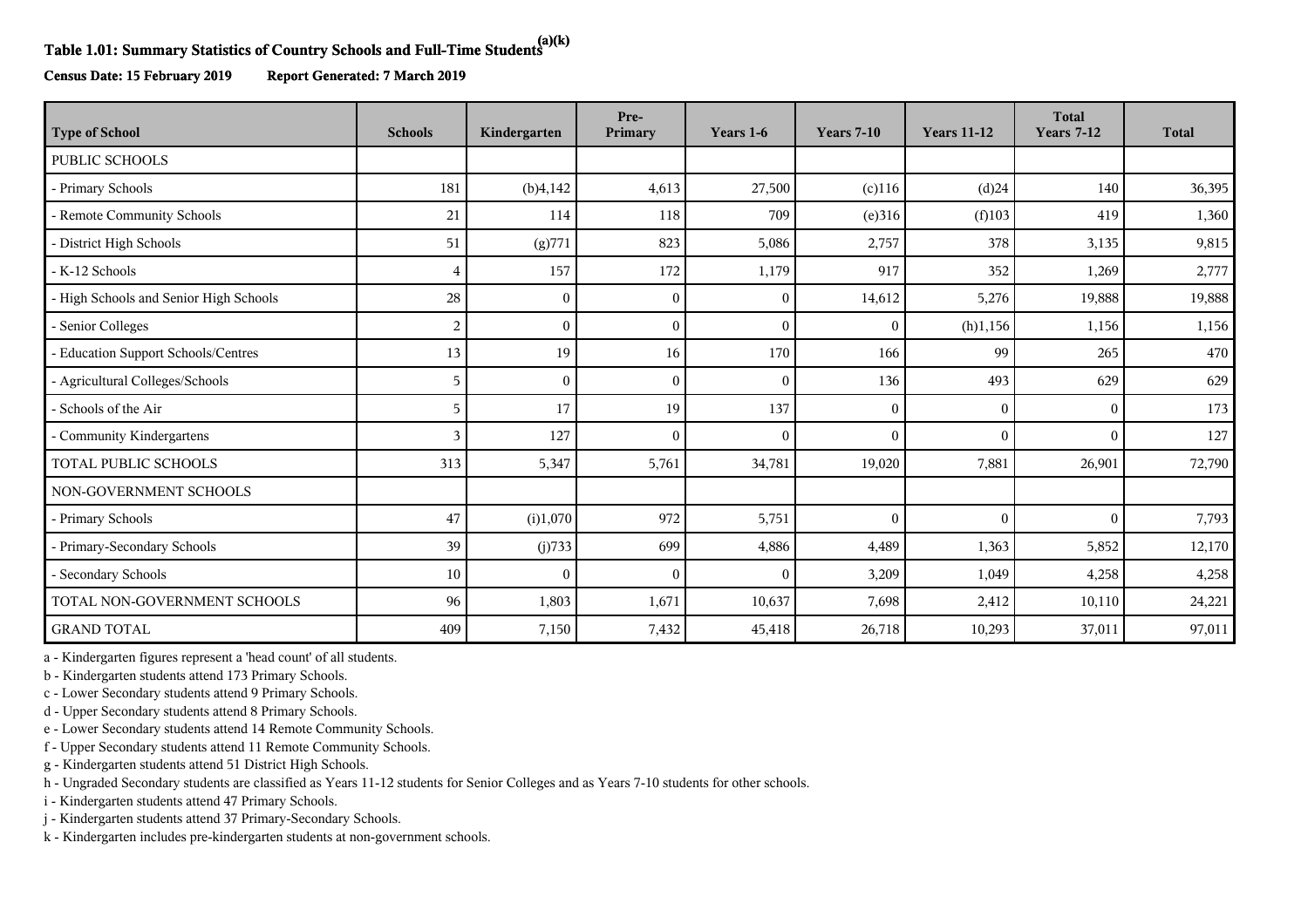**Table 1.01: Summary Statistics of Country Schools and Full-Time Students[(a)(k)]**

**Census Date: 15 February 2019 Report Generated: 7 March 2019**

| Type of School | Schools | Kindergarten | Pre-Primary | Years 1-6 | Years 7-10 | Years 11-12 | Total Years 7-12 | Total |
|---|---|---|---|---|---|---|---|---|
| PUBLIC SCHOOLS | | | | | | | | |
| - Primary Schools | 181 | (b)4,142 | 4,613 | 27,500 | (c)116 | (d)24 | 140 | 36,395 |
| - Remote Community Schools | 21 | 114 | 118 | 709 | (e)316 | (f)103 | 419 | 1,360 |
| - District High Schools | 51 | (g)771 | 823 | 5,086 | 2,757 | 378 | 3,135 | 9,815 |
| - K-12 Schools | 4 | 157 | 172 | 1,179 | 917 | 352 | 1,269 | 2,777 |
| - High Schools and Senior High Schools | 28 | 0 | 0 | 0 | 14,612 | 5,276 | 19,888 | 19,888 |
| - Senior Colleges | 2 | 0 | 0 | 0 | 0 | (h)1,156 | 1,156 | 1,156 |
| - Education Support Schools/Centres | 13 | 19 | 16 | 170 | 166 | 99 | 265 | 470 |
| - Agricultural Colleges/Schools | 5 | 0 | 0 | 0 | 136 | 493 | 629 | 629 |
| - Schools of the Air | 5 | 17 | 19 | 137 | 0 | 0 | 0 | 173 |
| - Community Kindergartens | 3 | 127 | 0 | 0 | 0 | 0 | 0 | 127 |
| TOTAL PUBLIC SCHOOLS | 313 | 5,347 | 5,761 | 34,781 | 19,020 | 7,881 | 26,901 | 72,790 |
| NON-GOVERNMENT SCHOOLS | | | | | | | | |
| - Primary Schools | 47 | (i)1,070 | 972 | 5,751 | 0 | 0 | 0 | 7,793 |
| - Primary-Secondary Schools | 39 | (j)733 | 699 | 4,886 | 4,489 | 1,363 | 5,852 | 12,170 |
| - Secondary Schools | 10 | 0 | 0 | 0 | 3,209 | 1,049 | 4,258 | 4,258 |
| TOTAL NON-GOVERNMENT SCHOOLS | 96 | 1,803 | 1,671 | 10,637 | 7,698 | 2,412 | 10,110 | 24,221 |
| GRAND TOTAL | 409 | 7,150 | 7,432 | 45,418 | 26,718 | 10,293 | 37,011 | 97,011 |

a - Kindergarten figures represent a 'head count' of all students.
b - Kindergarten students attend 173 Primary Schools.
c - Lower Secondary students attend 9 Primary Schools.
d - Upper Secondary students attend 8 Primary Schools.
e - Lower Secondary students attend 14 Remote Community Schools.
f - Upper Secondary students attend 11 Remote Community Schools.
g - Kindergarten students attend 51 District High Schools.
h - Ungraded Secondary students are classified as Years 11-12 students for Senior Colleges and as Years 7-10 students for other schools.
i - Kindergarten students attend 47 Primary Schools.
j - Kindergarten students attend 37 Primary-Secondary Schools.
k - Kindergarten includes pre-kindergarten students at non-government schools.